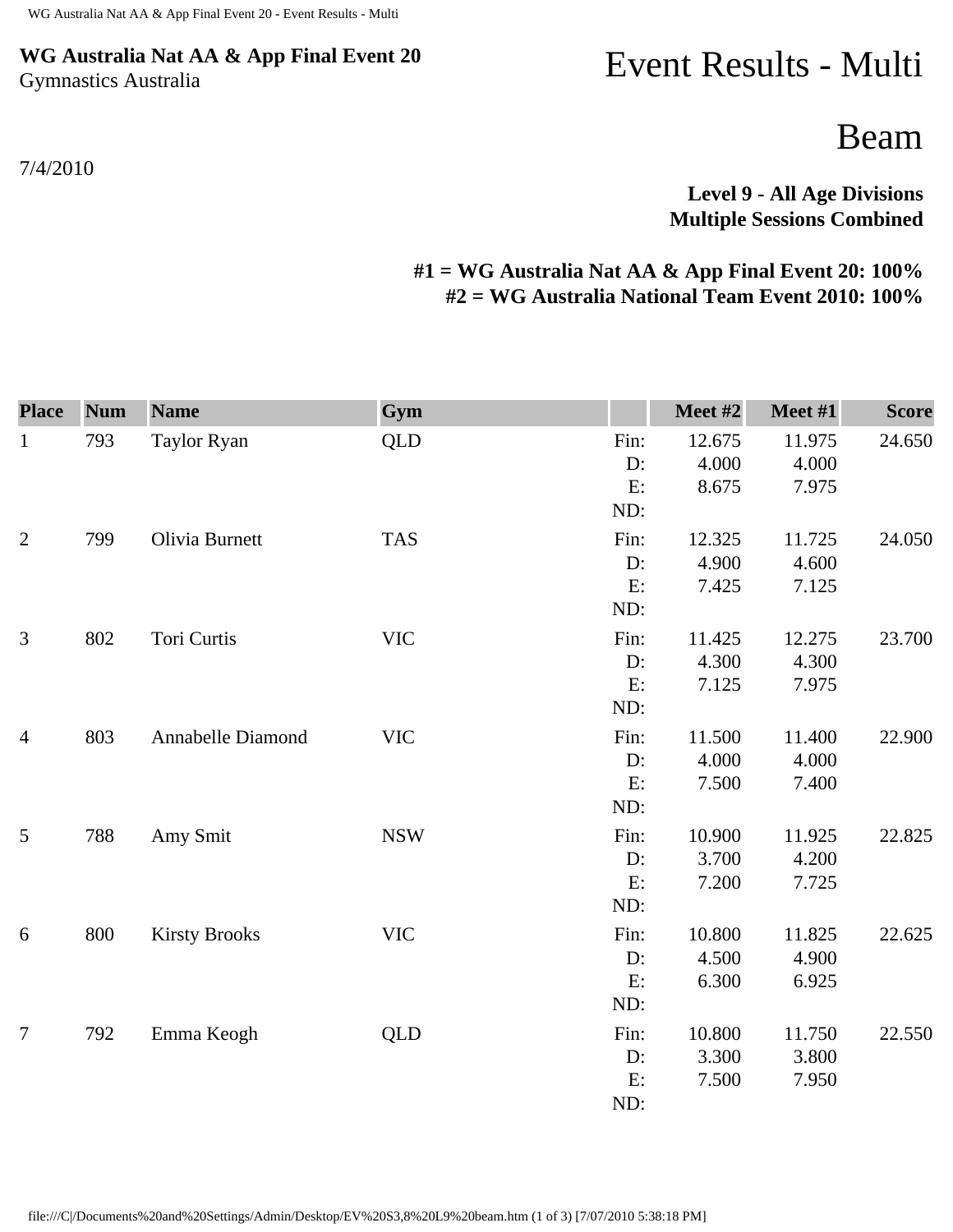**WG Australia Nat AA & App Final Event 20**
Gymnastics Australia

# Event Results - Multi

## Beam

7/4/2010

**Level 9 - All Age Divisions**
**Multiple Sessions Combined**

**#1 = WG Australia Nat AA & App Final Event 20: 100%**
**#2 = WG Australia National Team Event 2010: 100%**

| Place | Num | Name | Gym | | Meet #2 | Meet #1 | Score |
|---|---|---|---|---|---|---|---|
| 1 | 793 | Taylor Ryan | QLD | Fin: | 12.675 | 11.975 | 24.650 |
| | | | | D: | 4.000 | 4.000 | |
| | | | | E: | 8.675 | 7.975 | |
| | | | | ND: | | | |
| 2 | 799 | Olivia Burnett | TAS | Fin: | 12.325 | 11.725 | 24.050 |
| | | | | D: | 4.900 | 4.600 | |
| | | | | E: | 7.425 | 7.125 | |
| | | | | ND: | | | |
| 3 | 802 | Tori Curtis | VIC | Fin: | 11.425 | 12.275 | 23.700 |
| | | | | D: | 4.300 | 4.300 | |
| | | | | E: | 7.125 | 7.975 | |
| | | | | ND: | | | |
| 4 | 803 | Annabelle Diamond | VIC | Fin: | 11.500 | 11.400 | 22.900 |
| | | | | D: | 4.000 | 4.000 | |
| | | | | E: | 7.500 | 7.400 | |
| | | | | ND: | | | |
| 5 | 788 | Amy Smit | NSW | Fin: | 10.900 | 11.925 | 22.825 |
| | | | | D: | 3.700 | 4.200 | |
| | | | | E: | 7.200 | 7.725 | |
| | | | | ND: | | | |
| 6 | 800 | Kirsty Brooks | VIC | Fin: | 10.800 | 11.825 | 22.625 |
| | | | | D: | 4.500 | 4.900 | |
| | | | | E: | 6.300 | 6.925 | |
| | | | | ND: | | | |
| 7 | 792 | Emma Keogh | QLD | Fin: | 10.800 | 11.750 | 22.550 |
| | | | | D: | 3.300 | 3.800 | |
| | | | | E: | 7.500 | 7.950 | |
| | | | | ND: | | | |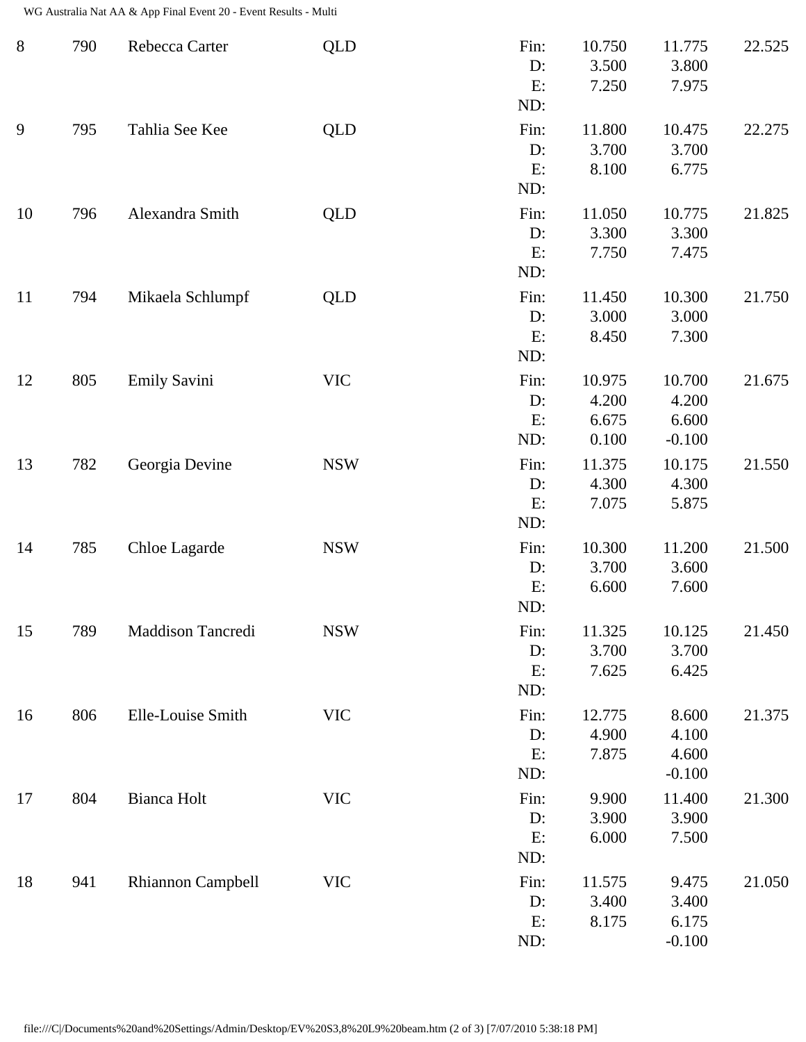| Rank | No. | Name | State | | Score 1 | Score 2 | Total |
|---|---|---|---|---|---|---|---|
| 8 | 790 | Rebecca Carter | QLD | Fin: | 10.750 | 11.775 | 22.525 |
| | | | | D: | 3.500 | 3.800 | |
| | | | | E: | 7.250 | 7.975 | |
| | | | | ND: | | | |
| 9 | 795 | Tahlia See Kee | QLD | Fin: | 11.800 | 10.475 | 22.275 |
| | | | | D: | 3.700 | 3.700 | |
| | | | | E: | 8.100 | 6.775 | |
| | | | | ND: | | | |
| 10 | 796 | Alexandra Smith | QLD | Fin: | 11.050 | 10.775 | 21.825 |
| | | | | D: | 3.300 | 3.300 | |
| | | | | E: | 7.750 | 7.475 | |
| | | | | ND: | | | |
| 11 | 794 | Mikaela Schlumpf | QLD | Fin: | 11.450 | 10.300 | 21.750 |
| | | | | D: | 3.000 | 3.000 | |
| | | | | E: | 8.450 | 7.300 | |
| | | | | ND: | | | |
| 12 | 805 | Emily Savini | VIC | Fin: | 10.975 | 10.700 | 21.675 |
| | | | | D: | 4.200 | 4.200 | |
| | | | | E: | 6.675 | 6.600 | |
| | | | | ND: | 0.100 | -0.100 | |
| 13 | 782 | Georgia Devine | NSW | Fin: | 11.375 | 10.175 | 21.550 |
| | | | | D: | 4.300 | 4.300 | |
| | | | | E: | 7.075 | 5.875 | |
| | | | | ND: | | | |
| 14 | 785 | Chloe Lagarde | NSW | Fin: | 10.300 | 11.200 | 21.500 |
| | | | | D: | 3.700 | 3.600 | |
| | | | | E: | 6.600 | 7.600 | |
| | | | | ND: | | | |
| 15 | 789 | Maddison Tancredi | NSW | Fin: | 11.325 | 10.125 | 21.450 |
| | | | | D: | 3.700 | 3.700 | |
| | | | | E: | 7.625 | 6.425 | |
| | | | | ND: | | | |
| 16 | 806 | Elle-Louise Smith | VIC | Fin: | 12.775 | 8.600 | 21.375 |
| | | | | D: | 4.900 | 4.100 | |
| | | | | E: | 7.875 | 4.600 | |
| | | | | ND: | | -0.100 | |
| 17 | 804 | Bianca Holt | VIC | Fin: | 9.900 | 11.400 | 21.300 |
| | | | | D: | 3.900 | 3.900 | |
| | | | | E: | 6.000 | 7.500 | |
| | | | | ND: | | | |
| 18 | 941 | Rhiannon Campbell | VIC | Fin: | 11.575 | 9.475 | 21.050 |
| | | | | D: | 3.400 | 3.400 | |
| | | | | E: | 8.175 | 6.175 | |
| | | | | ND: | | -0.100 | |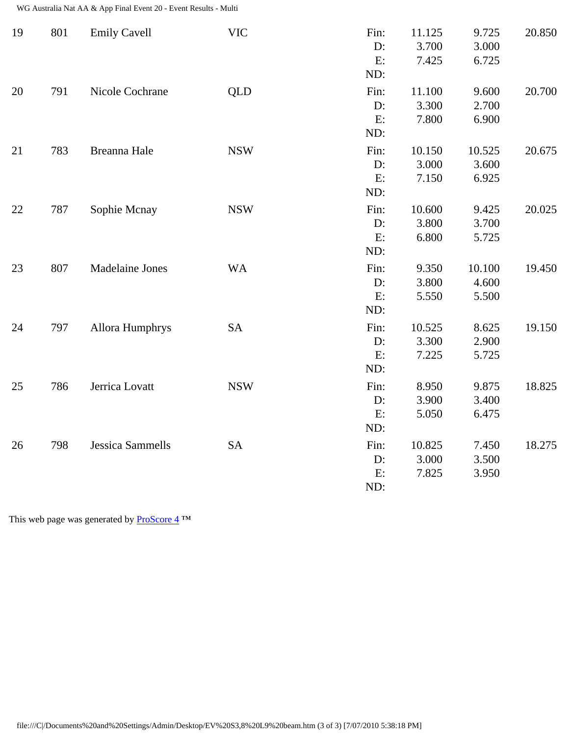| | | | | | | | |
|---|---|---|---|---|---|---|---|
| 19 | 801 | Emily Cavell | VIC | Fin: | 11.125 | 9.725 | 20.850 |
| | | | | D: | 3.700 | 3.000 | |
| | | | | E: | 7.425 | 6.725 | |
| | | | | ND: | | | |
| 20 | 791 | Nicole Cochrane | QLD | Fin: | 11.100 | 9.600 | 20.700 |
| | | | | D: | 3.300 | 2.700 | |
| | | | | E: | 7.800 | 6.900 | |
| | | | | ND: | | | |
| 21 | 783 | Breanna Hale | NSW | Fin: | 10.150 | 10.525 | 20.675 |
| | | | | D: | 3.000 | 3.600 | |
| | | | | E: | 7.150 | 6.925 | |
| | | | | ND: | | | |
| 22 | 787 | Sophie Mcnay | NSW | Fin: | 10.600 | 9.425 | 20.025 |
| | | | | D: | 3.800 | 3.700 | |
| | | | | E: | 6.800 | 5.725 | |
| | | | | ND: | | | |
| 23 | 807 | Madelaine Jones | WA | Fin: | 9.350 | 10.100 | 19.450 |
| | | | | D: | 3.800 | 4.600 | |
| | | | | E: | 5.550 | 5.500 | |
| | | | | ND: | | | |
| 24 | 797 | Allora Humphrys | SA | Fin: | 10.525 | 8.625 | 19.150 |
| | | | | D: | 3.300 | 2.900 | |
| | | | | E: | 7.225 | 5.725 | |
| | | | | ND: | | | |
| 25 | 786 | Jerrica Lovatt | NSW | Fin: | 8.950 | 9.875 | 18.825 |
| | | | | D: | 3.900 | 3.400 | |
| | | | | E: | 5.050 | 6.475 | |
| | | | | ND: | | | |
| 26 | 798 | Jessica Sammells | SA | Fin: | 10.825 | 7.450 | 18.275 |
| | | | | D: | 3.000 | 3.500 | |
| | | | | E: | 7.825 | 3.950 | |
| | | | | ND: | | | |

This web page was generated by ProScore 4 ™